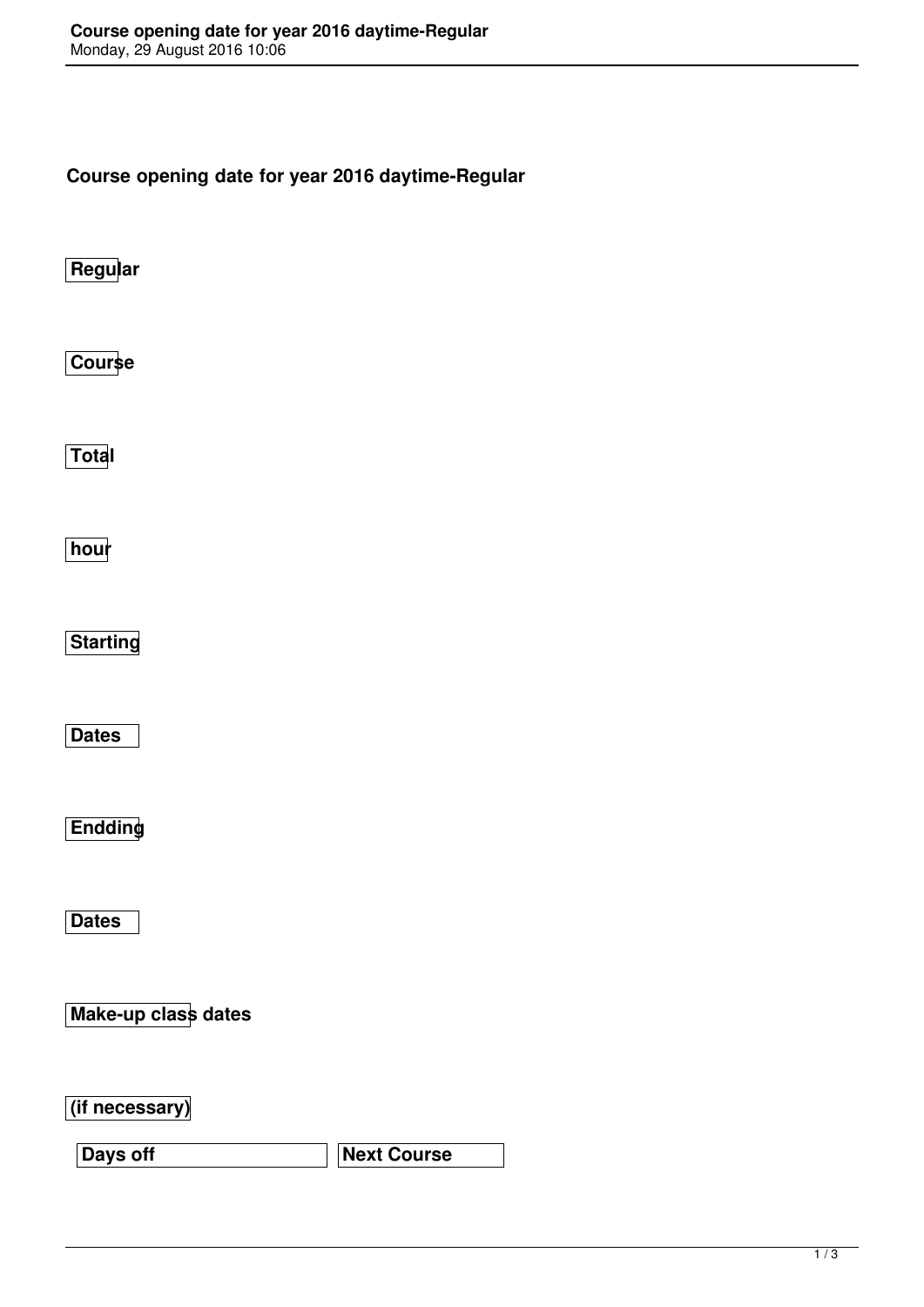# Course opening date for year 2016 daytime-Regular

Regular

Course

Total

hour

Starting

Dates

Endding

Dates

Make-up class dates

(if necessary)

| Days off | Next Course |
|---|---|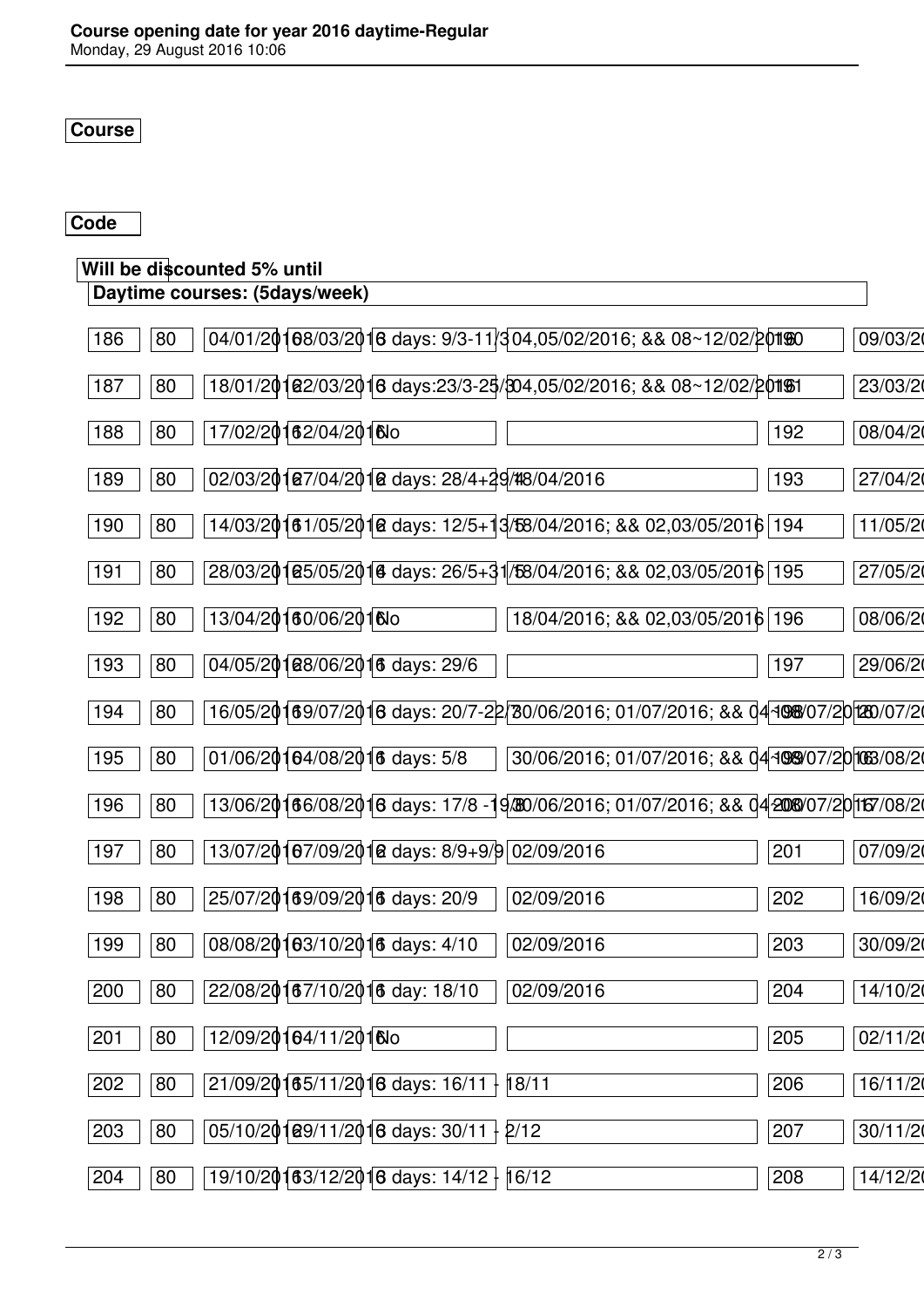**Course**

**Code**

**Will be discounted 5% until**

**Daytime courses: (5days/week)**

| | | | | | | | |
|---|---|---|---|---|---|---|---|
| 186 | 80 | 04/01/2016 | 08/03/2016 | 3 days: 9/3-11/3 | 04,05/02/2016; && 08~12/02/2016 | 190 | 09/03/20 |
| 187 | 80 | 18/01/2016 | 22/03/2016 | 3 days:23/3-25/3 | 04,05/02/2016; && 08~12/02/2016 | 191 | 23/03/20 |
| 188 | 80 | 17/02/2016 | 12/04/2016 | No | | 192 | 08/04/20 |
| 189 | 80 | 02/03/2016 | 27/04/2016 | 2 days: 28/4+29/4 | 18/04/2016 | 193 | 27/04/20 |
| 190 | 80 | 14/03/2016 | 11/05/2016 | 2 days: 12/5+13/5 | 18/04/2016; && 02,03/05/2016 | 194 | 11/05/20 |
| 191 | 80 | 28/03/2016 | 25/05/2016 | 4 days: 26/5+31/5 | 18/04/2016; && 02,03/05/2016 | 195 | 27/05/20 |
| 192 | 80 | 13/04/2016 | 10/06/2016 | No | 18/04/2016; && 02,03/05/2016 | 196 | 08/06/20 |
| 193 | 80 | 04/05/2016 | 28/06/2016 | 1 days: 29/6 | | 197 | 29/06/20 |
| 194 | 80 | 16/05/2016 | 19/07/2016 | 3 days: 20/7-22/7 | 30/06/2016; 01/07/2016; && 04~08/07/2016 | 198 | 20/07/20 |
| 195 | 80 | 01/06/2016 | 04/08/2016 | 1 days: 5/8 | 30/06/2016; 01/07/2016; && 04~08/07/2016 | 199 | 03/08/20 |
| 196 | 80 | 13/06/2016 | 16/08/2016 | 3 days: 17/8 -19/8 | 30/06/2016; 01/07/2016; && 04~08/07/2016 | 200 | 17/08/20 |
| 197 | 80 | 13/07/2016 | 07/09/2016 | 2 days: 8/9+9/9 | 02/09/2016 | 201 | 07/09/20 |
| 198 | 80 | 25/07/2016 | 19/09/2016 | 1 days: 20/9 | 02/09/2016 | 202 | 16/09/20 |
| 199 | 80 | 08/08/2016 | 03/10/2016 | 1 days: 4/10 | 02/09/2016 | 203 | 30/09/20 |
| 200 | 80 | 22/08/2016 | 17/10/2016 | 1 day: 18/10 | 02/09/2016 | 204 | 14/10/20 |
| 201 | 80 | 12/09/2016 | 04/11/2016 | No | | 205 | 02/11/20 |
| 202 | 80 | 21/09/2016 | 15/11/2016 | 3 days: 16/11 - 18/11 | | 206 | 16/11/20 |
| 203 | 80 | 05/10/2016 | 29/11/2016 | 3 days: 30/11 - 2/12 | | 207 | 30/11/20 |
| 204 | 80 | 19/10/2016 | 13/12/2016 | 3 days: 14/12 - 16/12 | | 208 | 14/12/20 |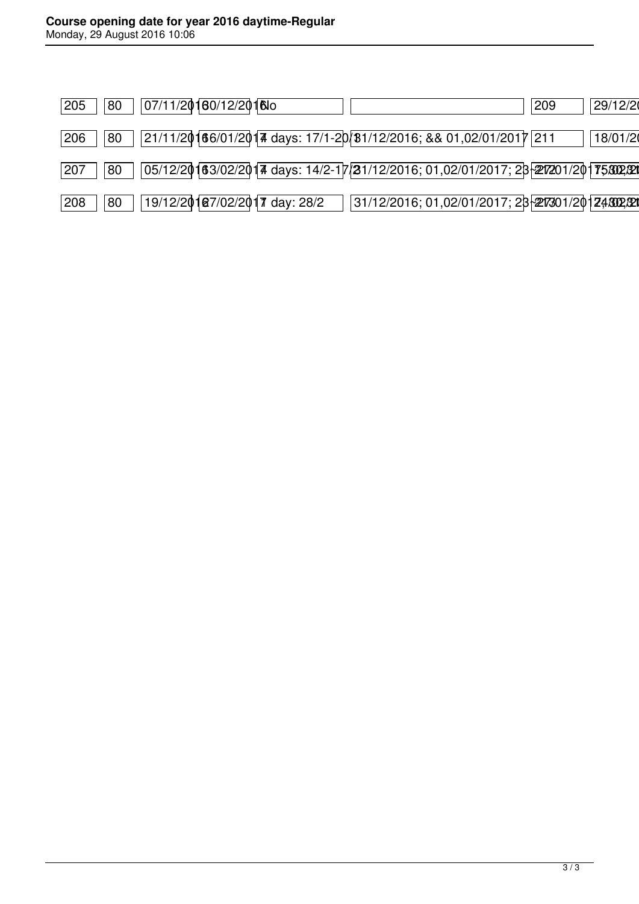| | | | | | | | |
|---|---|---|---|---|---|---|---|
| 205 | 80 | 07/11/2016 | 30/12/2016 | No | | 209 | 29/12/20 |
| 206 | 80 | 21/11/2016 | 16/01/2017 | 4 days: 17/1-20/1 | 31/12/2016; && 01,02/01/2017 | 211 | 18/01/20 |
| 207 | 80 | 05/12/2016 | 13/02/2017 | 4 days: 14/2-17/2 | 31/12/2016; 01,02/01/2017; 23-27/01/2017; 30,31 | 212 | 15/02/20 |
| 208 | 80 | 19/12/2016 | 27/02/2017 | 1 day: 28/2 | 31/12/2016; 01,02/01/2017; 23-27/01/2017; 30,31 | 213 | 24/02/20 |